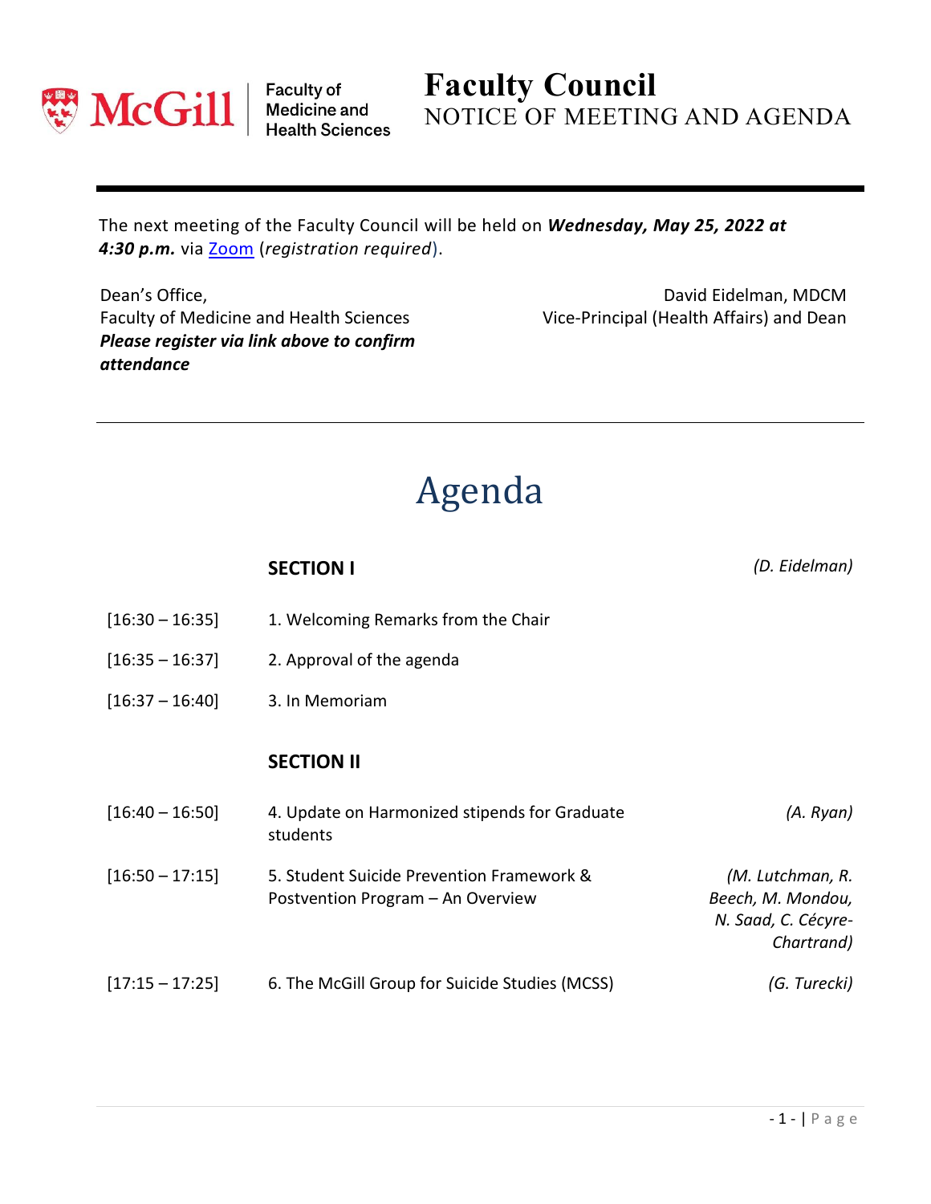McGill | Faculty of Medicine and Health Sciences

# Faculty Council

## NOTICE OF MEETING AND AGENDA

The next meeting of the Faculty Council will be held on ***Wednesday, May 25, 2022 at 4:30 p.m.*** via Zoom (*registration required*).

Dean's Office,
Faculty of Medicine and Health Sciences
***Please register via link above to confirm attendance***

David Eidelman, MDCM
Vice-Principal (Health Affairs) and Dean

# Agenda

| | | |
|---|---|---|
| | **SECTION I** | *(D. Eidelman)* |
| [16:30 – 16:35] | 1. Welcoming Remarks from the Chair | |
| [16:35 – 16:37] | 2. Approval of the agenda | |
| [16:37 – 16:40] | 3. In Memoriam | |
| | **SECTION II** | |
| [16:40 – 16:50] | 4. Update on Harmonized stipends for Graduate students | *(A. Ryan)* |
| [16:50 – 17:15] | 5. Student Suicide Prevention Framework & Postvention Program – An Overview | *(M. Lutchman, R. Beech, M. Mondou, N. Saad, C. Cécyre-Chartrand)* |
| [17:15 – 17:25] | 6. The McGill Group for Suicide Studies (MCSS) | *(G. Turecki)* |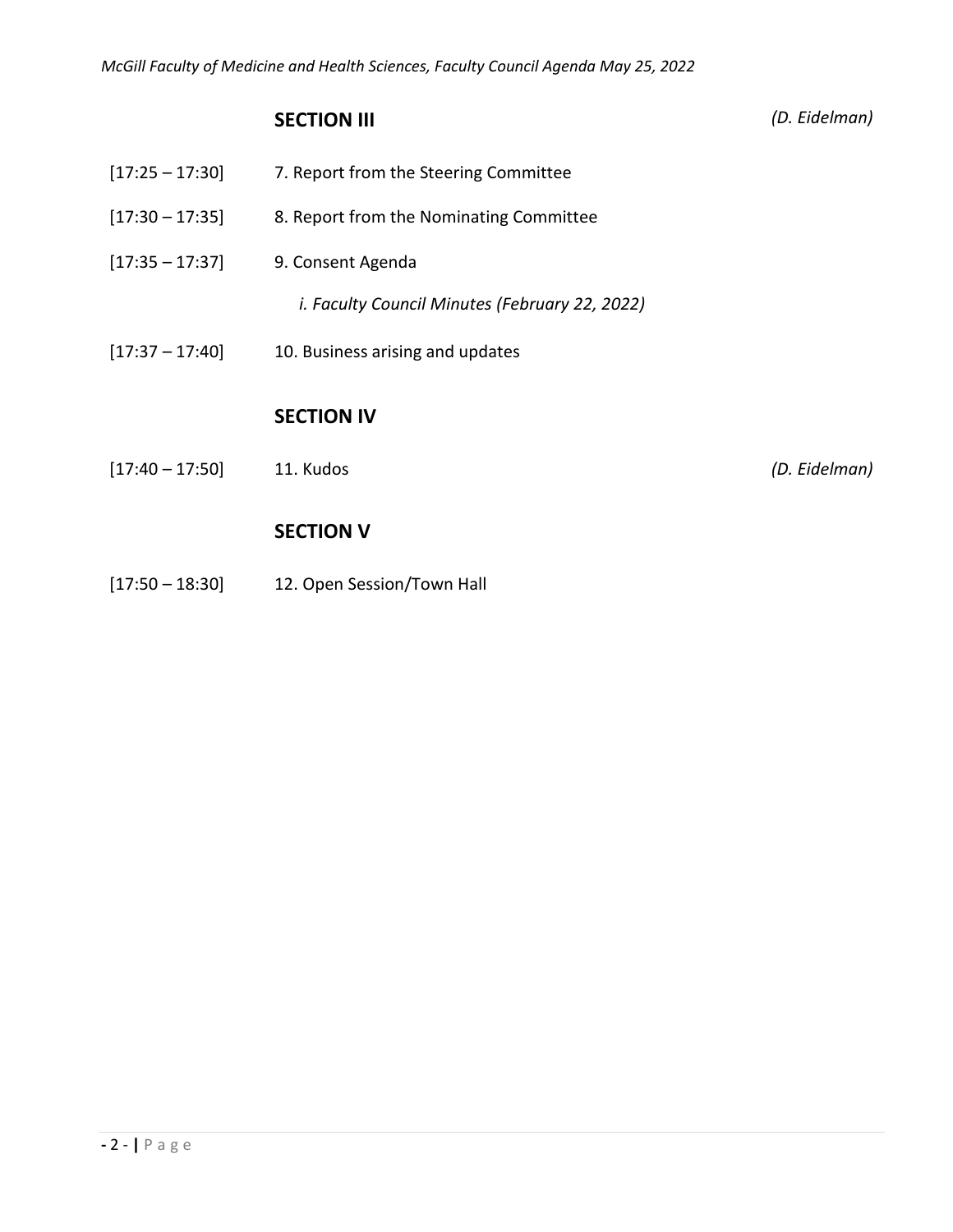## SECTION III *(D. Eidelman)*

[17:25 – 17:30] 7. Report from the Steering Committee

[17:30 – 17:35] 8. Report from the Nominating Committee

[17:35 – 17:37] 9. Consent Agenda

*i. Faculty Council Minutes (February 22, 2022)*

[17:37 – 17:40] 10. Business arising and updates

## SECTION IV

[17:40 – 17:50] 11. Kudos *(D. Eidelman)*

## SECTION V

[17:50 – 18:30] 12. Open Session/Town Hall